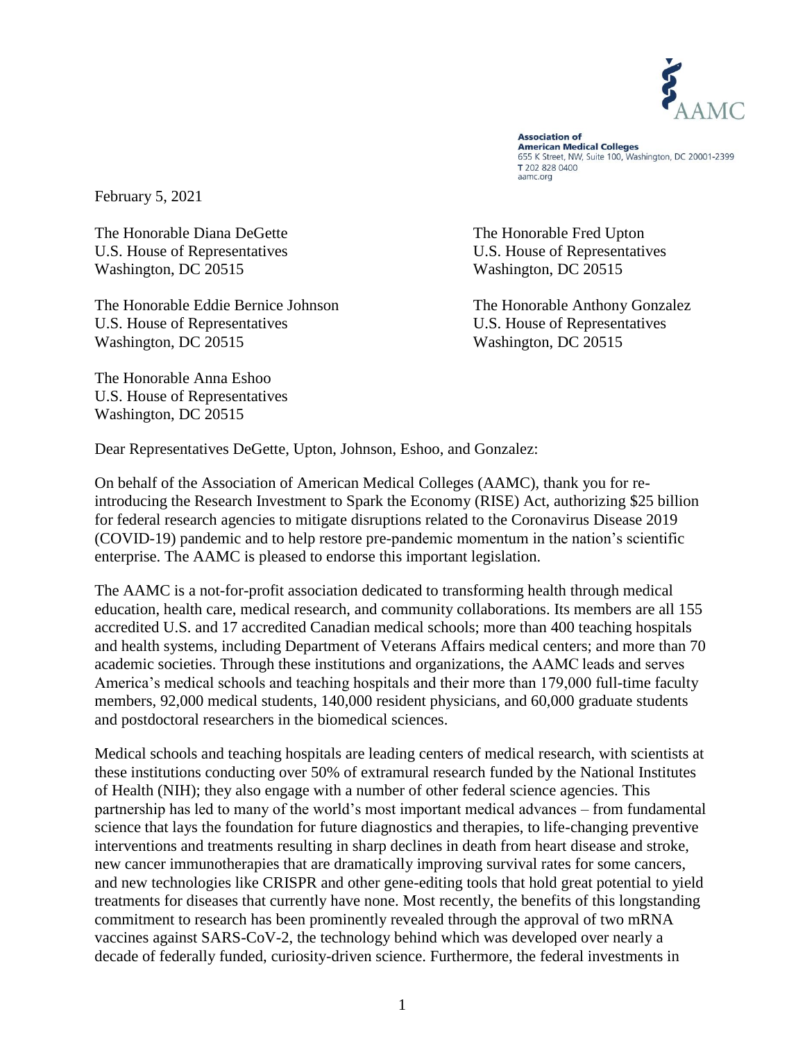AAMC

**Association of American Medical Colleges**
655 K Street, NW, Suite 100, Washington, DC 20001-2399
T 202 828 0400
aamc.org

February 5, 2021

The Honorable Diana DeGette
U.S. House of Representatives
Washington, DC 20515

The Honorable Fred Upton
U.S. House of Representatives
Washington, DC 20515

The Honorable Eddie Bernice Johnson
U.S. House of Representatives
Washington, DC 20515

The Honorable Anthony Gonzalez
U.S. House of Representatives
Washington, DC 20515

The Honorable Anna Eshoo
U.S. House of Representatives
Washington, DC 20515

Dear Representatives DeGette, Upton, Johnson, Eshoo, and Gonzalez:

On behalf of the Association of American Medical Colleges (AAMC), thank you for re-introducing the Research Investment to Spark the Economy (RISE) Act, authorizing $25 billion for federal research agencies to mitigate disruptions related to the Coronavirus Disease 2019 (COVID-19) pandemic and to help restore pre-pandemic momentum in the nation's scientific enterprise. The AAMC is pleased to endorse this important legislation.

The AAMC is a not-for-profit association dedicated to transforming health through medical education, health care, medical research, and community collaborations. Its members are all 155 accredited U.S. and 17 accredited Canadian medical schools; more than 400 teaching hospitals and health systems, including Department of Veterans Affairs medical centers; and more than 70 academic societies. Through these institutions and organizations, the AAMC leads and serves America's medical schools and teaching hospitals and their more than 179,000 full-time faculty members, 92,000 medical students, 140,000 resident physicians, and 60,000 graduate students and postdoctoral researchers in the biomedical sciences.

Medical schools and teaching hospitals are leading centers of medical research, with scientists at these institutions conducting over 50% of extramural research funded by the National Institutes of Health (NIH); they also engage with a number of other federal science agencies. This partnership has led to many of the world's most important medical advances – from fundamental science that lays the foundation for future diagnostics and therapies, to life-changing preventive interventions and treatments resulting in sharp declines in death from heart disease and stroke, new cancer immunotherapies that are dramatically improving survival rates for some cancers, and new technologies like CRISPR and other gene-editing tools that hold great potential to yield treatments for diseases that currently have none. Most recently, the benefits of this longstanding commitment to research has been prominently revealed through the approval of two mRNA vaccines against SARS-CoV-2, the technology behind which was developed over nearly a decade of federally funded, curiosity-driven science. Furthermore, the federal investments in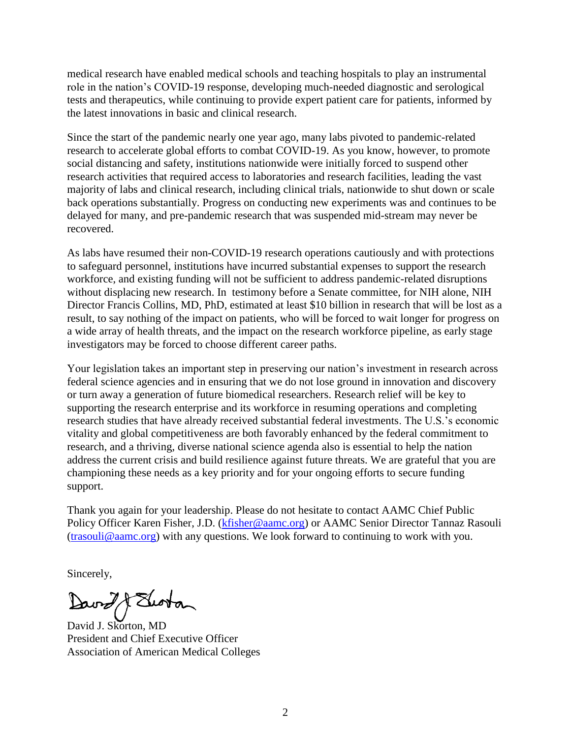medical research have enabled medical schools and teaching hospitals to play an instrumental role in the nation's COVID-19 response, developing much-needed diagnostic and serological tests and therapeutics, while continuing to provide expert patient care for patients, informed by the latest innovations in basic and clinical research.

Since the start of the pandemic nearly one year ago, many labs pivoted to pandemic-related research to accelerate global efforts to combat COVID-19. As you know, however, to promote social distancing and safety, institutions nationwide were initially forced to suspend other research activities that required access to laboratories and research facilities, leading the vast majority of labs and clinical research, including clinical trials, nationwide to shut down or scale back operations substantially. Progress on conducting new experiments was and continues to be delayed for many, and pre-pandemic research that was suspended mid-stream may never be recovered.

As labs have resumed their non-COVID-19 research operations cautiously and with protections to safeguard personnel, institutions have incurred substantial expenses to support the research workforce, and existing funding will not be sufficient to address pandemic-related disruptions without displacing new research. In testimony before a Senate committee, for NIH alone, NIH Director Francis Collins, MD, PhD, estimated at least $10 billion in research that will be lost as a result, to say nothing of the impact on patients, who will be forced to wait longer for progress on a wide array of health threats, and the impact on the research workforce pipeline, as early stage investigators may be forced to choose different career paths.

Your legislation takes an important step in preserving our nation's investment in research across federal science agencies and in ensuring that we do not lose ground in innovation and discovery or turn away a generation of future biomedical researchers. Research relief will be key to supporting the research enterprise and its workforce in resuming operations and completing research studies that have already received substantial federal investments. The U.S.'s economic vitality and global competitiveness are both favorably enhanced by the federal commitment to research, and a thriving, diverse national science agenda also is essential to help the nation address the current crisis and build resilience against future threats. We are grateful that you are championing these needs as a key priority and for your ongoing efforts to secure funding support.

Thank you again for your leadership. Please do not hesitate to contact AAMC Chief Public Policy Officer Karen Fisher, J.D. (kfisher@aamc.org) or AAMC Senior Director Tannaz Rasouli (trasouli@aamc.org) with any questions. We look forward to continuing to work with you.

Sincerely,

David J. Skorton, MD
President and Chief Executive Officer
Association of American Medical Colleges